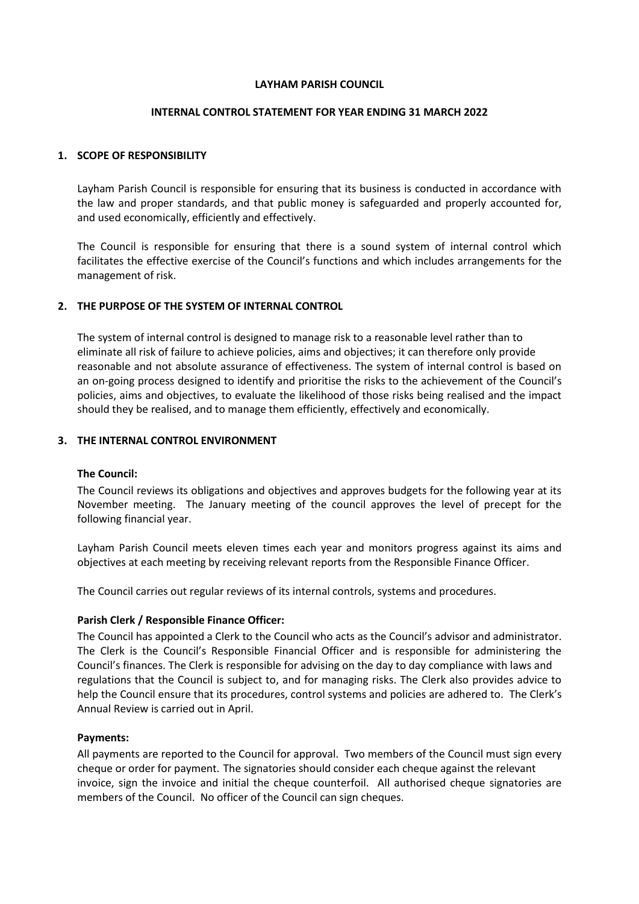**LAYHAM PARISH COUNCIL**

**INTERNAL CONTROL STATEMENT FOR YEAR ENDING 31 MARCH 2022**

## 1. SCOPE OF RESPONSIBILITY

Layham Parish Council is responsible for ensuring that its business is conducted in accordance with the law and proper standards, and that public money is safeguarded and properly accounted for, and used economically, efficiently and effectively.

The Council is responsible for ensuring that there is a sound system of internal control which facilitates the effective exercise of the Council's functions and which includes arrangements for the management of risk.

## 2. THE PURPOSE OF THE SYSTEM OF INTERNAL CONTROL

The system of internal control is designed to manage risk to a reasonable level rather than to eliminate all risk of failure to achieve policies, aims and objectives; it can therefore only provide reasonable and not absolute assurance of effectiveness. The system of internal control is based on an on-going process designed to identify and prioritise the risks to the achievement of the Council's policies, aims and objectives, to evaluate the likelihood of those risks being realised and the impact should they be realised, and to manage them efficiently, effectively and economically.

## 3. THE INTERNAL CONTROL ENVIRONMENT

**The Council:**

The Council reviews its obligations and objectives and approves budgets for the following year at its November meeting. The January meeting of the council approves the level of precept for the following financial year.

Layham Parish Council meets eleven times each year and monitors progress against its aims and objectives at each meeting by receiving relevant reports from the Responsible Finance Officer.

The Council carries out regular reviews of its internal controls, systems and procedures.

**Parish Clerk / Responsible Finance Officer:**

The Council has appointed a Clerk to the Council who acts as the Council's advisor and administrator. The Clerk is the Council's Responsible Financial Officer and is responsible for administering the Council's finances. The Clerk is responsible for advising on the day to day compliance with laws and regulations that the Council is subject to, and for managing risks. The Clerk also provides advice to help the Council ensure that its procedures, control systems and policies are adhered to. The Clerk's Annual Review is carried out in April.

**Payments:**

All payments are reported to the Council for approval. Two members of the Council must sign every cheque or order for payment. The signatories should consider each cheque against the relevant invoice, sign the invoice and initial the cheque counterfoil. All authorised cheque signatories are members of the Council. No officer of the Council can sign cheques.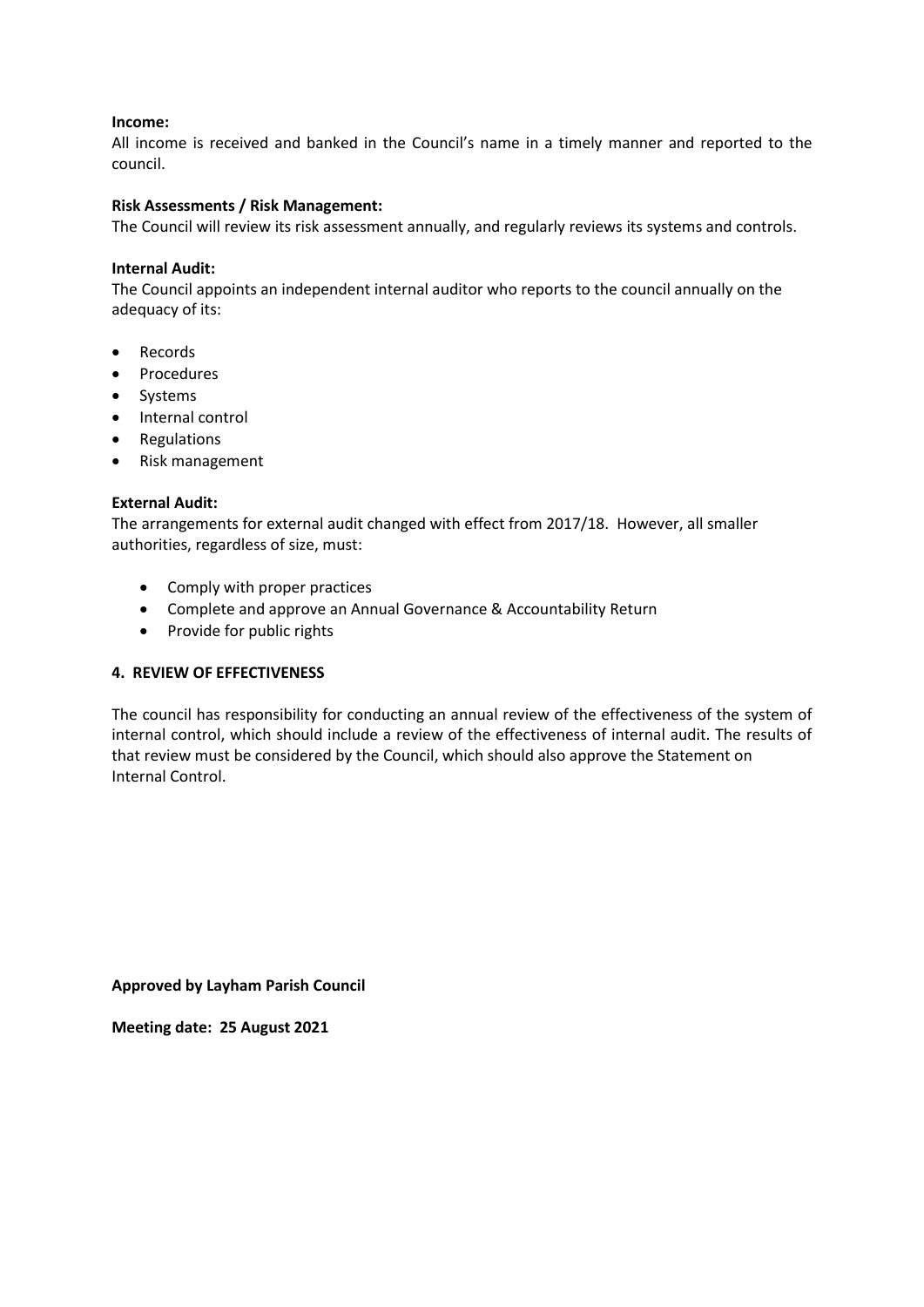**Income:**
All income is received and banked in the Council's name in a timely manner and reported to the council.

**Risk Assessments / Risk Management:**
The Council will review its risk assessment annually, and regularly reviews its systems and controls.

**Internal Audit:**
The Council appoints an independent internal auditor who reports to the council annually on the adequacy of its:

- Records
- Procedures
- Systems
- Internal control
- Regulations
- Risk management

**External Audit:**
The arrangements for external audit changed with effect from 2017/18. However, all smaller authorities, regardless of size, must:

- Comply with proper practices
- Complete and approve an Annual Governance & Accountability Return
- Provide for public rights

## 4. REVIEW OF EFFECTIVENESS

The council has responsibility for conducting an annual review of the effectiveness of the system of internal control, which should include a review of the effectiveness of internal audit. The results of that review must be considered by the Council, which should also approve the Statement on Internal Control.

**Approved by Layham Parish Council**

**Meeting date: 25 August 2021**